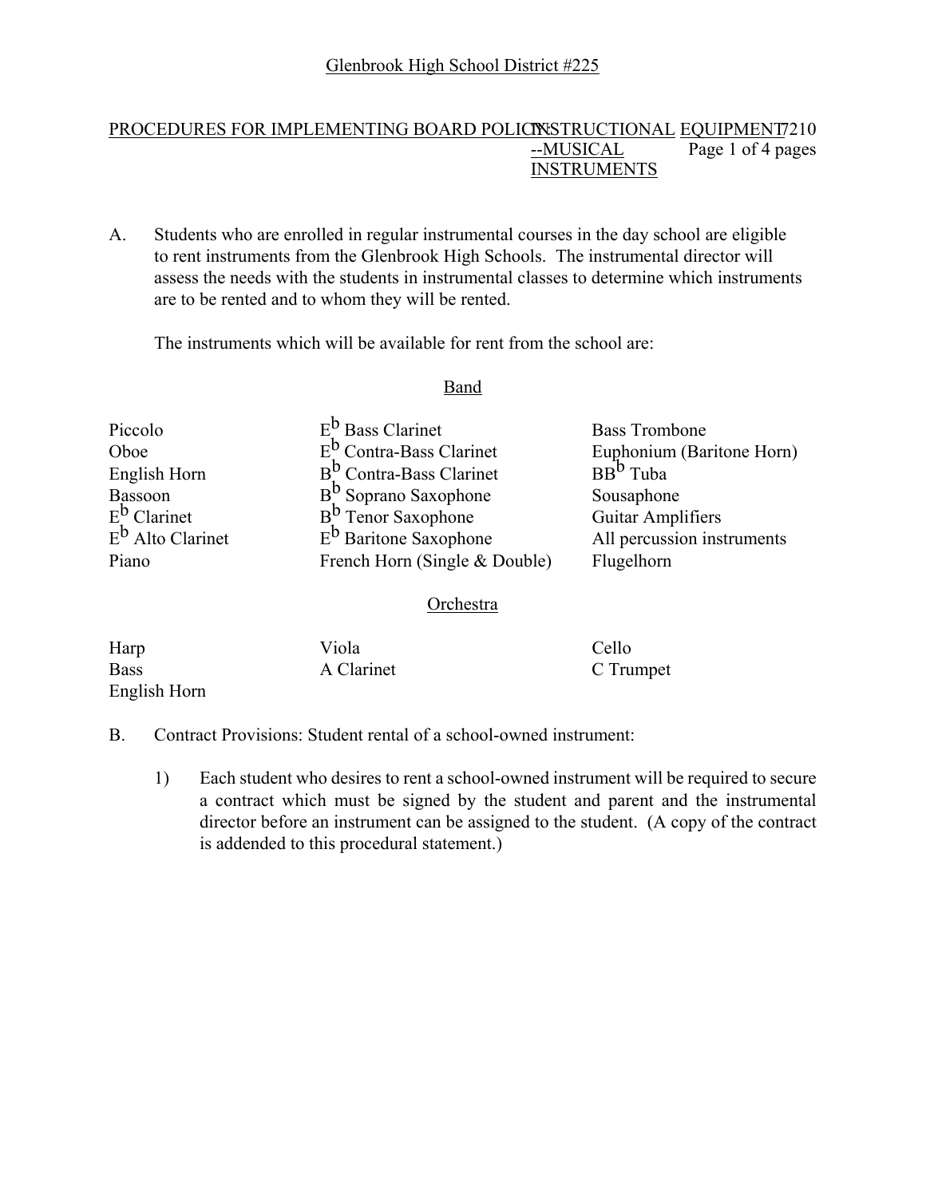Glenbrook High School District #225

PROCEDURES FOR IMPLEMENTING BOARD POLICY: INSTRUCTIONAL EQUIPMENT --MUSICAL INSTRUMENTS 7210

A. Students who are enrolled in regular instrumental courses in the day school are eligible to rent instruments from the Glenbrook High Schools. The instrumental director will assess the needs with the students in instrumental classes to determine which instruments are to be rented and to whom they will be rented.

The instruments which will be available for rent from the school are:

Band

| | | |
|---|---|---|
| Piccolo | $E^b$ Bass Clarinet | Bass Trombone |
| Oboe | $E^b$ Contra-Bass Clarinet | Euphonium (Baritone Horn) |
| English Horn | $B^b$ Contra-Bass Clarinet | $BB^b$ Tuba |
| Bassoon | $B^b$ Soprano Saxophone | Sousaphone |
| $E^b$ Clarinet | $B^b$ Tenor Saxophone | Guitar Amplifiers |
| $E^b$ Alto Clarinet | $E^b$ Baritone Saxophone | All percussion instruments |
| Piano | French Horn (Single & Double) | Flugelhorn |

Orchestra

| | | |
|---|---|---|
| Harp | Viola | Cello |
| Bass | A Clarinet | C Trumpet |
| English Horn | | |

B. Contract Provisions: Student rental of a school-owned instrument:

1) Each student who desires to rent a school-owned instrument will be required to secure a contract which must be signed by the student and parent and the instrumental director before an instrument can be assigned to the student. (A copy of the contract is addended to this procedural statement.)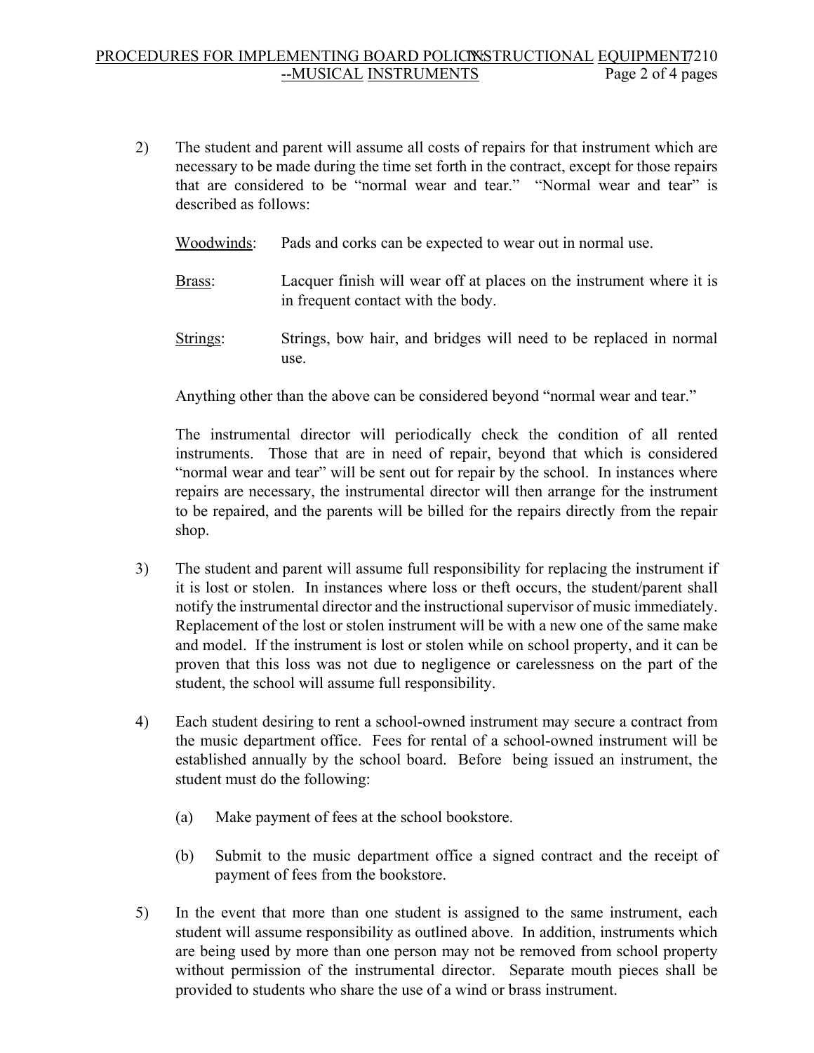2) The student and parent will assume all costs of repairs for that instrument which are necessary to be made during the time set forth in the contract, except for those repairs that are considered to be "normal wear and tear." "Normal wear and tear" is described as follows:

   Woodwinds: Pads and corks can be expected to wear out in normal use.

   Brass: Lacquer finish will wear off at places on the instrument where it is in frequent contact with the body.

   Strings: Strings, bow hair, and bridges will need to be replaced in normal use.

   Anything other than the above can be considered beyond "normal wear and tear."

   The instrumental director will periodically check the condition of all rented instruments. Those that are in need of repair, beyond that which is considered "normal wear and tear" will be sent out for repair by the school. In instances where repairs are necessary, the instrumental director will then arrange for the instrument to be repaired, and the parents will be billed for the repairs directly from the repair shop.

3) The student and parent will assume full responsibility for replacing the instrument if it is lost or stolen. In instances where loss or theft occurs, the student/parent shall notify the instrumental director and the instructional supervisor of music immediately. Replacement of the lost or stolen instrument will be with a new one of the same make and model. If the instrument is lost or stolen while on school property, and it can be proven that this loss was not due to negligence or carelessness on the part of the student, the school will assume full responsibility.

4) Each student desiring to rent a school-owned instrument may secure a contract from the music department office. Fees for rental of a school-owned instrument will be established annually by the school board. Before being issued an instrument, the student must do the following:

   (a) Make payment of fees at the school bookstore.

   (b) Submit to the music department office a signed contract and the receipt of payment of fees from the bookstore.

5) In the event that more than one student is assigned to the same instrument, each student will assume responsibility as outlined above. In addition, instruments which are being used by more than one person may not be removed from school property without permission of the instrumental director. Separate mouth pieces shall be provided to students who share the use of a wind or brass instrument.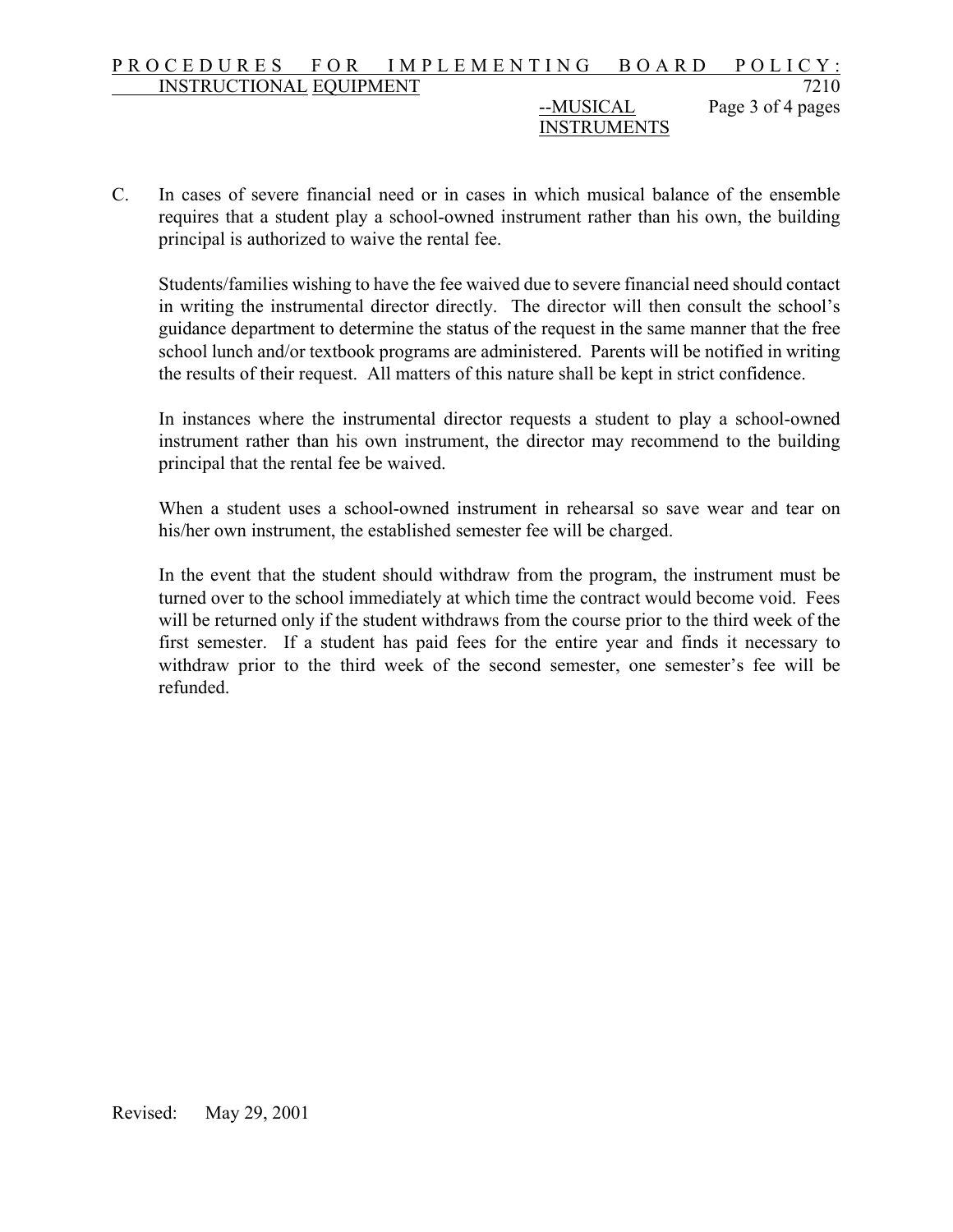C. In cases of severe financial need or in cases in which musical balance of the ensemble requires that a student play a school-owned instrument rather than his own, the building principal is authorized to waive the rental fee.

   Students/families wishing to have the fee waived due to severe financial need should contact in writing the instrumental director directly. The director will then consult the school's guidance department to determine the status of the request in the same manner that the free school lunch and/or textbook programs are administered. Parents will be notified in writing the results of their request. All matters of this nature shall be kept in strict confidence.

   In instances where the instrumental director requests a student to play a school-owned instrument rather than his own instrument, the director may recommend to the building principal that the rental fee be waived.

   When a student uses a school-owned instrument in rehearsal so save wear and tear on his/her own instrument, the established semester fee will be charged.

   In the event that the student should withdraw from the program, the instrument must be turned over to the school immediately at which time the contract would become void. Fees will be returned only if the student withdraws from the course prior to the third week of the first semester. If a student has paid fees for the entire year and finds it necessary to withdraw prior to the third week of the second semester, one semester's fee will be refunded.

Revised: May 29, 2001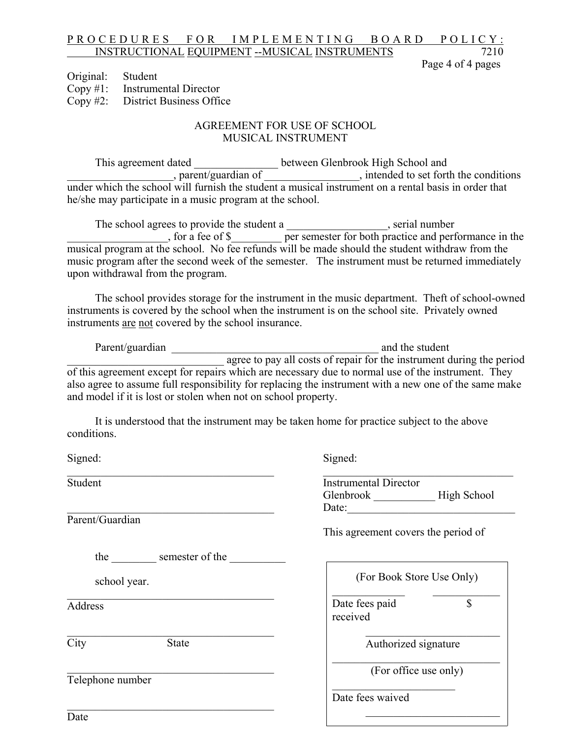PROCEDURES FOR IMPLEMENTING BOARD POLICY: INSTRUCTIONAL EQUIPMENT --MUSICAL INSTRUMENTS 7210

Original: Student
Copy #1: Instrumental Director
Copy #2: District Business Office

## AGREEMENT FOR USE OF SCHOOL MUSICAL INSTRUMENT

This agreement dated _______________ between Glenbrook High School and ___________________, parent/guardian of _________________, intended to set forth the conditions under which the school will furnish the student a musical instrument on a rental basis in order that he/she may participate in a music program at the school.

The school agrees to provide the student a __________________, serial number __________________, for a fee of $_________ per semester for both practice and performance in the musical program at the school. No fee refunds will be made should the student withdraw from the music program after the second week of the semester. The instrument must be returned immediately upon withdrawal from the program.

The school provides storage for the instrument in the music department. Theft of school-owned instruments is covered by the school when the instrument is on the school site. Privately owned instruments are not covered by the school insurance.

Parent/guardian _______________________________________ and the student ____________________________ agree to pay all costs of repair for the instrument during the period of this agreement except for repairs which are necessary due to normal use of the instrument. They also agree to assume full responsibility for replacing the instrument with a new one of the same make and model if it is lost or stolen when not on school property.

It is understood that the instrument may be taken home for practice subject to the above conditions.

Signed:

_____________________________________
Student

_____________________________________
Parent/Guardian

Signed:

_____________________________________
Instrumental Director
Glenbrook ___________ High School
Date:_______________________________

This agreement covers the period of the ________ semester of the __________ school year.

_____________________________________
Address

_____________________________________
City State

_____________________________________
Telephone number

_____________________________________
Date

(For Book Store Use Only)

_____________ _____________
Date fees paid $ received

_______________________
Authorized signature

_______________________
(For office use only)

_______________________
Date fees waived

_______________________